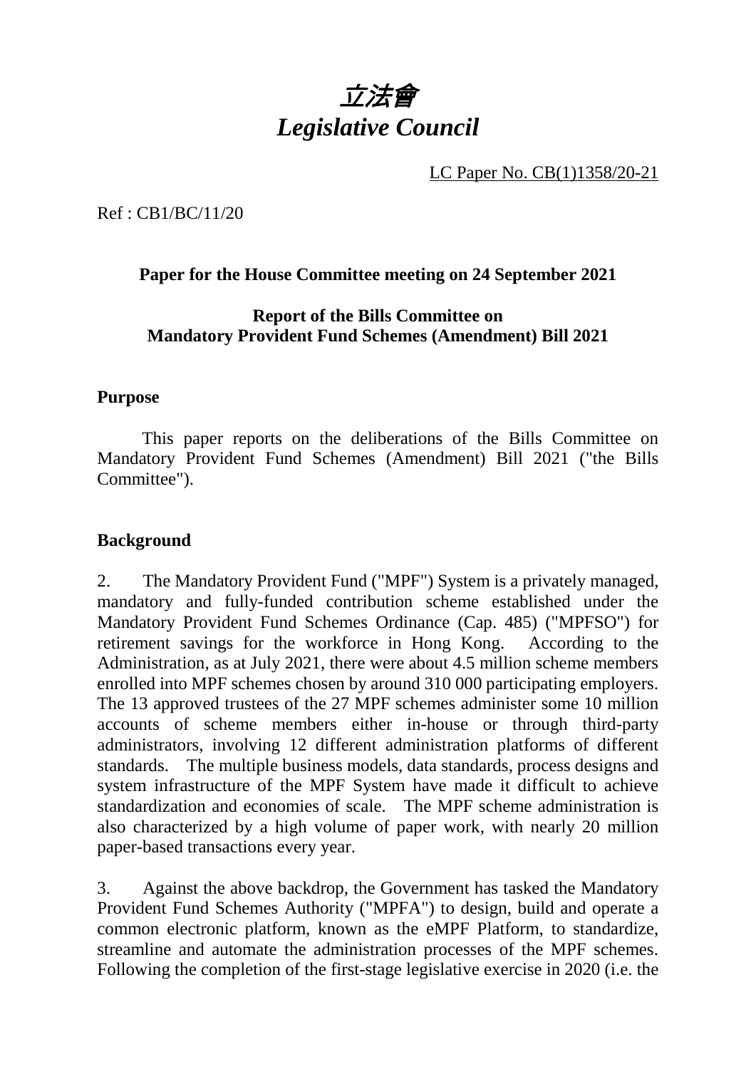# *立法會*
# *Legislative Council*

LC Paper No. CB(1)1358/20-21

Ref : CB1/BC/11/20

**Paper for the House Committee meeting on 24 September 2021**

**Report of the Bills Committee on Mandatory Provident Fund Schemes (Amendment) Bill 2021**

## Purpose

This paper reports on the deliberations of the Bills Committee on Mandatory Provident Fund Schemes (Amendment) Bill 2021 ("the Bills Committee").

## Background

2. The Mandatory Provident Fund ("MPF") System is a privately managed, mandatory and fully-funded contribution scheme established under the Mandatory Provident Fund Schemes Ordinance (Cap. 485) ("MPFSO") for retirement savings for the workforce in Hong Kong. According to the Administration, as at July 2021, there were about 4.5 million scheme members enrolled into MPF schemes chosen by around 310 000 participating employers. The 13 approved trustees of the 27 MPF schemes administer some 10 million accounts of scheme members either in-house or through third-party administrators, involving 12 different administration platforms of different standards. The multiple business models, data standards, process designs and system infrastructure of the MPF System have made it difficult to achieve standardization and economies of scale. The MPF scheme administration is also characterized by a high volume of paper work, with nearly 20 million paper-based transactions every year.

3. Against the above backdrop, the Government has tasked the Mandatory Provident Fund Schemes Authority ("MPFA") to design, build and operate a common electronic platform, known as the eMPF Platform, to standardize, streamline and automate the administration processes of the MPF schemes. Following the completion of the first-stage legislative exercise in 2020 (i.e. the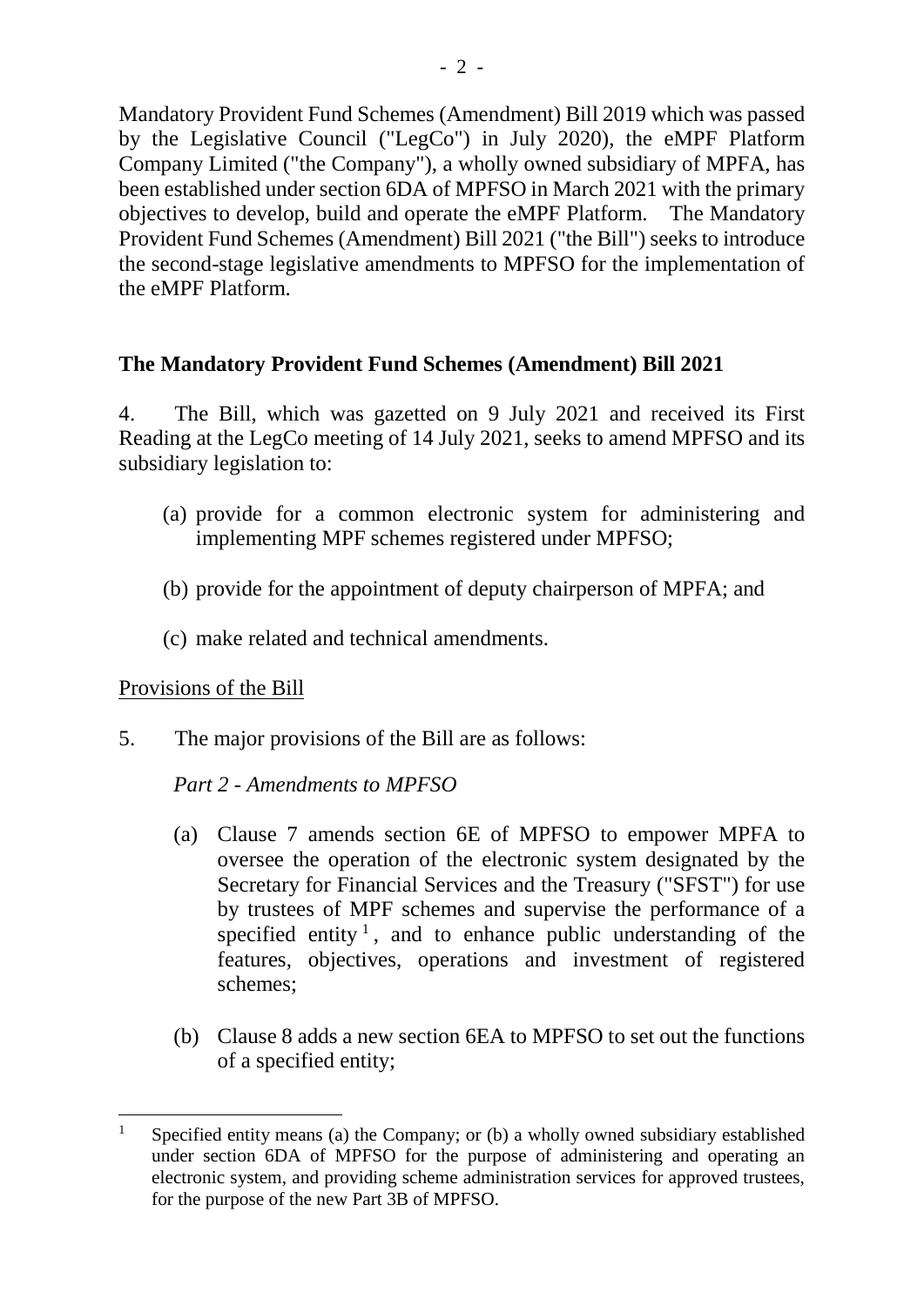Mandatory Provident Fund Schemes (Amendment) Bill 2019 which was passed by the Legislative Council ("LegCo") in July 2020), the eMPF Platform Company Limited ("the Company"), a wholly owned subsidiary of MPFA, has been established under section 6DA of MPFSO in March 2021 with the primary objectives to develop, build and operate the eMPF Platform. The Mandatory Provident Fund Schemes (Amendment) Bill 2021 ("the Bill") seeks to introduce the second-stage legislative amendments to MPFSO for the implementation of the eMPF Platform.

## The Mandatory Provident Fund Schemes (Amendment) Bill 2021

4. The Bill, which was gazetted on 9 July 2021 and received its First Reading at the LegCo meeting of 14 July 2021, seeks to amend MPFSO and its subsidiary legislation to:

(a) provide for a common electronic system for administering and implementing MPF schemes registered under MPFSO;

(b) provide for the appointment of deputy chairperson of MPFA; and

(c) make related and technical amendments.

<u>Provisions of the Bill</u>

5. The major provisions of the Bill are as follows:

*Part 2 - Amendments to MPFSO*

(a) Clause 7 amends section 6E of MPFSO to empower MPFA to oversee the operation of the electronic system designated by the Secretary for Financial Services and the Treasury ("SFST") for use by trustees of MPF schemes and supervise the performance of a specified entity [1], and to enhance public understanding of the features, objectives, operations and investment of registered schemes;

(b) Clause 8 adds a new section 6EA to MPFSO to set out the functions of a specified entity;

---

[1] Specified entity means (a) the Company; or (b) a wholly owned subsidiary established under section 6DA of MPFSO for the purpose of administering and operating an electronic system, and providing scheme administration services for approved trustees, for the purpose of the new Part 3B of MPFSO.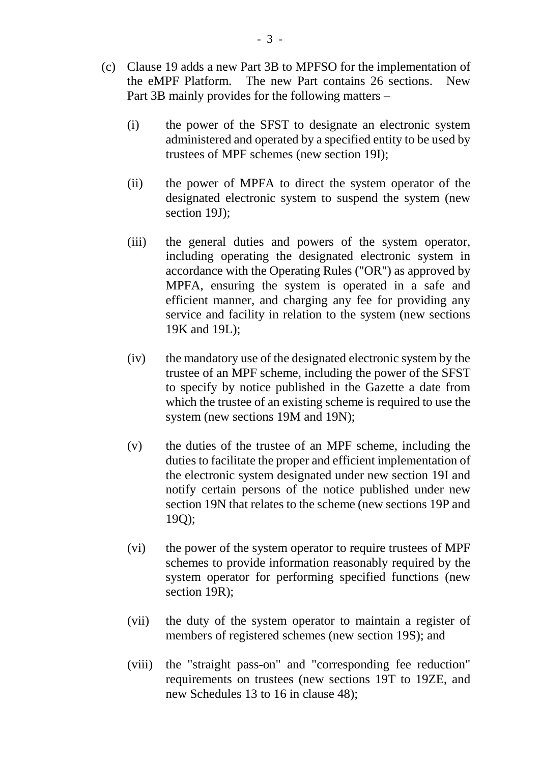(c) Clause 19 adds a new Part 3B to MPFSO for the implementation of the eMPF Platform. The new Part contains 26 sections. New Part 3B mainly provides for the following matters –

  (i) the power of the SFST to designate an electronic system administered and operated by a specified entity to be used by trustees of MPF schemes (new section 19I);

  (ii) the power of MPFA to direct the system operator of the designated electronic system to suspend the system (new section 19J);

  (iii) the general duties and powers of the system operator, including operating the designated electronic system in accordance with the Operating Rules ("OR") as approved by MPFA, ensuring the system is operated in a safe and efficient manner, and charging any fee for providing any service and facility in relation to the system (new sections 19K and 19L);

  (iv) the mandatory use of the designated electronic system by the trustee of an MPF scheme, including the power of the SFST to specify by notice published in the Gazette a date from which the trustee of an existing scheme is required to use the system (new sections 19M and 19N);

  (v) the duties of the trustee of an MPF scheme, including the duties to facilitate the proper and efficient implementation of the electronic system designated under new section 19I and notify certain persons of the notice published under new section 19N that relates to the scheme (new sections 19P and 19Q);

  (vi) the power of the system operator to require trustees of MPF schemes to provide information reasonably required by the system operator for performing specified functions (new section 19R);

  (vii) the duty of the system operator to maintain a register of members of registered schemes (new section 19S); and

  (viii) the "straight pass-on" and "corresponding fee reduction" requirements on trustees (new sections 19T to 19ZE, and new Schedules 13 to 16 in clause 48);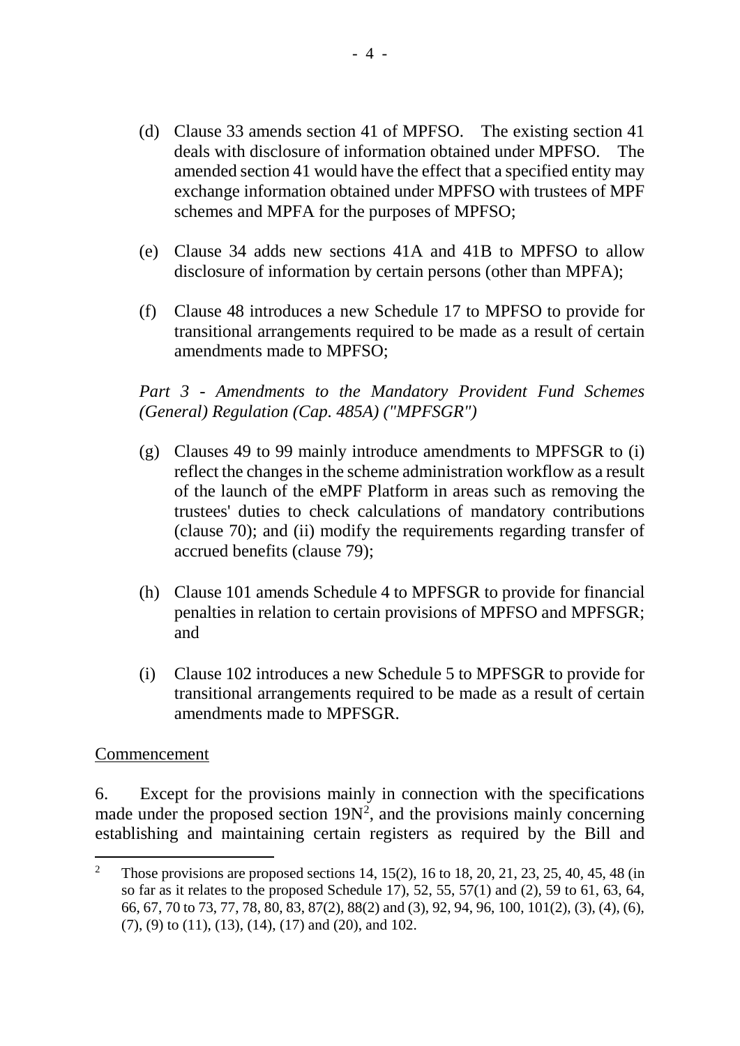(d) Clause 33 amends section 41 of MPFSO. The existing section 41 deals with disclosure of information obtained under MPFSO. The amended section 41 would have the effect that a specified entity may exchange information obtained under MPFSO with trustees of MPF schemes and MPFA for the purposes of MPFSO;

(e) Clause 34 adds new sections 41A and 41B to MPFSO to allow disclosure of information by certain persons (other than MPFA);

(f) Clause 48 introduces a new Schedule 17 to MPFSO to provide for transitional arrangements required to be made as a result of certain amendments made to MPFSO;

*Part 3 - Amendments to the Mandatory Provident Fund Schemes (General) Regulation (Cap. 485A) ("MPFSGR")*

(g) Clauses 49 to 99 mainly introduce amendments to MPFSGR to (i) reflect the changes in the scheme administration workflow as a result of the launch of the eMPF Platform in areas such as removing the trustees' duties to check calculations of mandatory contributions (clause 70); and (ii) modify the requirements regarding transfer of accrued benefits (clause 79);

(h) Clause 101 amends Schedule 4 to MPFSGR to provide for financial penalties in relation to certain provisions of MPFSO and MPFSGR; and

(i) Clause 102 introduces a new Schedule 5 to MPFSGR to provide for transitional arrangements required to be made as a result of certain amendments made to MPFSGR.

<u>Commencement</u>

6. Except for the provisions mainly in connection with the specifications made under the proposed section 19N[2], and the provisions mainly concerning establishing and maintaining certain registers as required by the Bill and

---

[2] Those provisions are proposed sections 14, 15(2), 16 to 18, 20, 21, 23, 25, 40, 45, 48 (in so far as it relates to the proposed Schedule 17), 52, 55, 57(1) and (2), 59 to 61, 63, 64, 66, 67, 70 to 73, 77, 78, 80, 83, 87(2), 88(2) and (3), 92, 94, 96, 100, 101(2), (3), (4), (6), (7), (9) to (11), (13), (14), (17) and (20), and 102.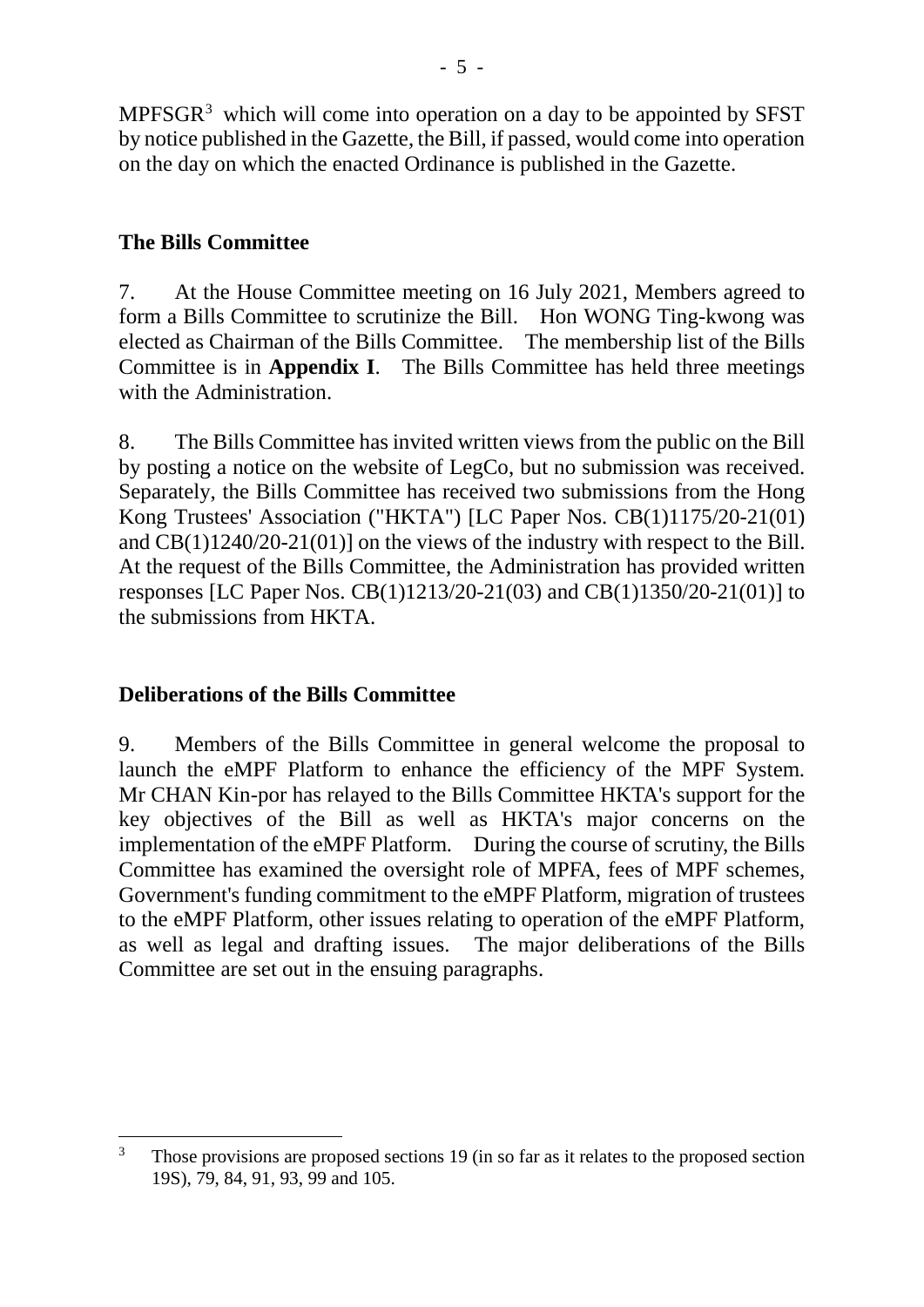MPFSGR[3] which will come into operation on a day to be appointed by SFST by notice published in the Gazette, the Bill, if passed, would come into operation on the day on which the enacted Ordinance is published in the Gazette.

## The Bills Committee

7. At the House Committee meeting on 16 July 2021, Members agreed to form a Bills Committee to scrutinize the Bill. Hon WONG Ting-kwong was elected as Chairman of the Bills Committee. The membership list of the Bills Committee is in **Appendix I**. The Bills Committee has held three meetings with the Administration.

8. The Bills Committee has invited written views from the public on the Bill by posting a notice on the website of LegCo, but no submission was received. Separately, the Bills Committee has received two submissions from the Hong Kong Trustees' Association ("HKTA") [LC Paper Nos. CB(1)1175/20-21(01) and CB(1)1240/20-21(01)] on the views of the industry with respect to the Bill. At the request of the Bills Committee, the Administration has provided written responses [LC Paper Nos. CB(1)1213/20-21(03) and CB(1)1350/20-21(01)] to the submissions from HKTA.

## Deliberations of the Bills Committee

9. Members of the Bills Committee in general welcome the proposal to launch the eMPF Platform to enhance the efficiency of the MPF System. Mr CHAN Kin-por has relayed to the Bills Committee HKTA's support for the key objectives of the Bill as well as HKTA's major concerns on the implementation of the eMPF Platform. During the course of scrutiny, the Bills Committee has examined the oversight role of MPFA, fees of MPF schemes, Government's funding commitment to the eMPF Platform, migration of trustees to the eMPF Platform, other issues relating to operation of the eMPF Platform, as well as legal and drafting issues. The major deliberations of the Bills Committee are set out in the ensuing paragraphs.

---

[3] Those provisions are proposed sections 19 (in so far as it relates to the proposed section 19S), 79, 84, 91, 93, 99 and 105.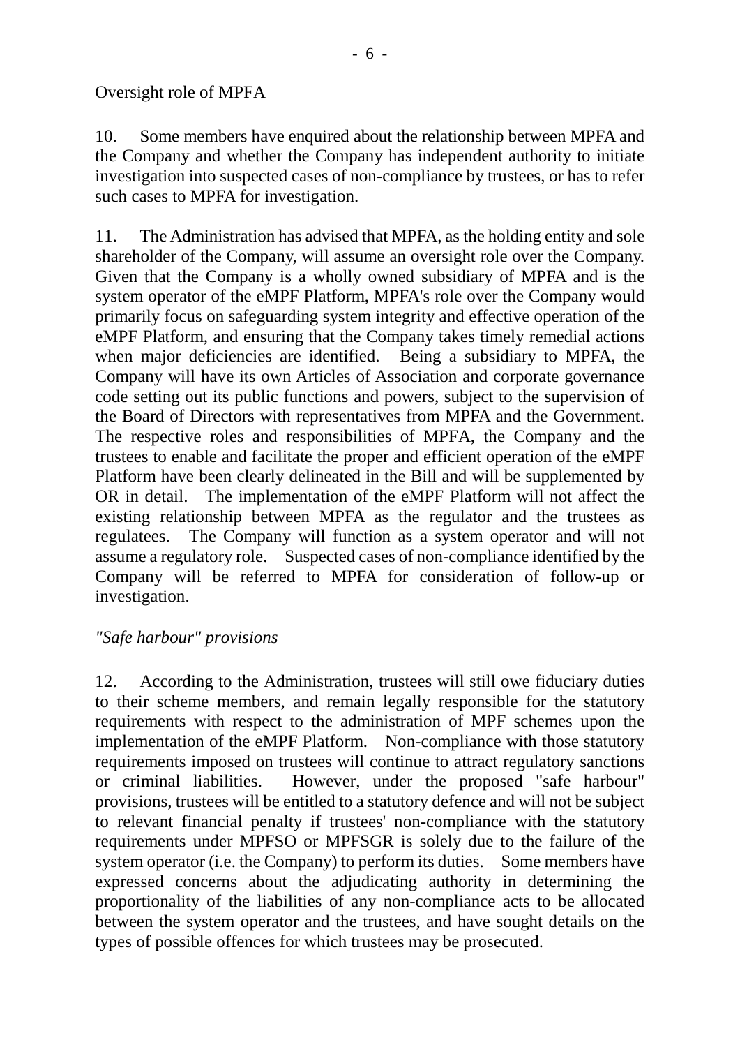<u>Oversight role of MPFA</u>

10. Some members have enquired about the relationship between MPFA and the Company and whether the Company has independent authority to initiate investigation into suspected cases of non-compliance by trustees, or has to refer such cases to MPFA for investigation.

11. The Administration has advised that MPFA, as the holding entity and sole shareholder of the Company, will assume an oversight role over the Company. Given that the Company is a wholly owned subsidiary of MPFA and is the system operator of the eMPF Platform, MPFA's role over the Company would primarily focus on safeguarding system integrity and effective operation of the eMPF Platform, and ensuring that the Company takes timely remedial actions when major deficiencies are identified. Being a subsidiary to MPFA, the Company will have its own Articles of Association and corporate governance code setting out its public functions and powers, subject to the supervision of the Board of Directors with representatives from MPFA and the Government. The respective roles and responsibilities of MPFA, the Company and the trustees to enable and facilitate the proper and efficient operation of the eMPF Platform have been clearly delineated in the Bill and will be supplemented by OR in detail. The implementation of the eMPF Platform will not affect the existing relationship between MPFA as the regulator and the trustees as regulatees. The Company will function as a system operator and will not assume a regulatory role. Suspected cases of non-compliance identified by the Company will be referred to MPFA for consideration of follow-up or investigation.

*"Safe harbour" provisions*

12. According to the Administration, trustees will still owe fiduciary duties to their scheme members, and remain legally responsible for the statutory requirements with respect to the administration of MPF schemes upon the implementation of the eMPF Platform. Non-compliance with those statutory requirements imposed on trustees will continue to attract regulatory sanctions or criminal liabilities. However, under the proposed "safe harbour" provisions, trustees will be entitled to a statutory defence and will not be subject to relevant financial penalty if trustees' non-compliance with the statutory requirements under MPFSO or MPFSGR is solely due to the failure of the system operator (i.e. the Company) to perform its duties. Some members have expressed concerns about the adjudicating authority in determining the proportionality of the liabilities of any non-compliance acts to be allocated between the system operator and the trustees, and have sought details on the types of possible offences for which trustees may be prosecuted.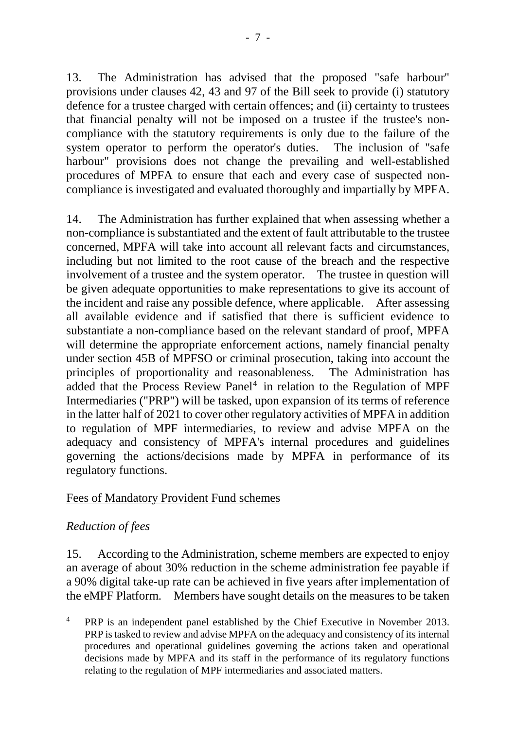13. The Administration has advised that the proposed "safe harbour" provisions under clauses 42, 43 and 97 of the Bill seek to provide (i) statutory defence for a trustee charged with certain offences; and (ii) certainty to trustees that financial penalty will not be imposed on a trustee if the trustee's non-compliance with the statutory requirements is only due to the failure of the system operator to perform the operator's duties. The inclusion of "safe harbour" provisions does not change the prevailing and well-established procedures of MPFA to ensure that each and every case of suspected non-compliance is investigated and evaluated thoroughly and impartially by MPFA.

14. The Administration has further explained that when assessing whether a non-compliance is substantiated and the extent of fault attributable to the trustee concerned, MPFA will take into account all relevant facts and circumstances, including but not limited to the root cause of the breach and the respective involvement of a trustee and the system operator. The trustee in question will be given adequate opportunities to make representations to give its account of the incident and raise any possible defence, where applicable. After assessing all available evidence and if satisfied that there is sufficient evidence to substantiate a non-compliance based on the relevant standard of proof, MPFA will determine the appropriate enforcement actions, namely financial penalty under section 45B of MPFSO or criminal prosecution, taking into account the principles of proportionality and reasonableness. The Administration has added that the Process Review Panel[4] in relation to the Regulation of MPF Intermediaries ("PRP") will be tasked, upon expansion of its terms of reference in the latter half of 2021 to cover other regulatory activities of MPFA in addition to regulation of MPF intermediaries, to review and advise MPFA on the adequacy and consistency of MPFA's internal procedures and guidelines governing the actions/decisions made by MPFA in performance of its regulatory functions.

<u>Fees of Mandatory Provident Fund schemes</u>

*Reduction of fees*

15. According to the Administration, scheme members are expected to enjoy an average of about 30% reduction in the scheme administration fee payable if a 90% digital take-up rate can be achieved in five years after implementation of the eMPF Platform. Members have sought details on the measures to be taken

---

[4] PRP is an independent panel established by the Chief Executive in November 2013. PRP is tasked to review and advise MPFA on the adequacy and consistency of its internal procedures and operational guidelines governing the actions taken and operational decisions made by MPFA and its staff in the performance of its regulatory functions relating to the regulation of MPF intermediaries and associated matters.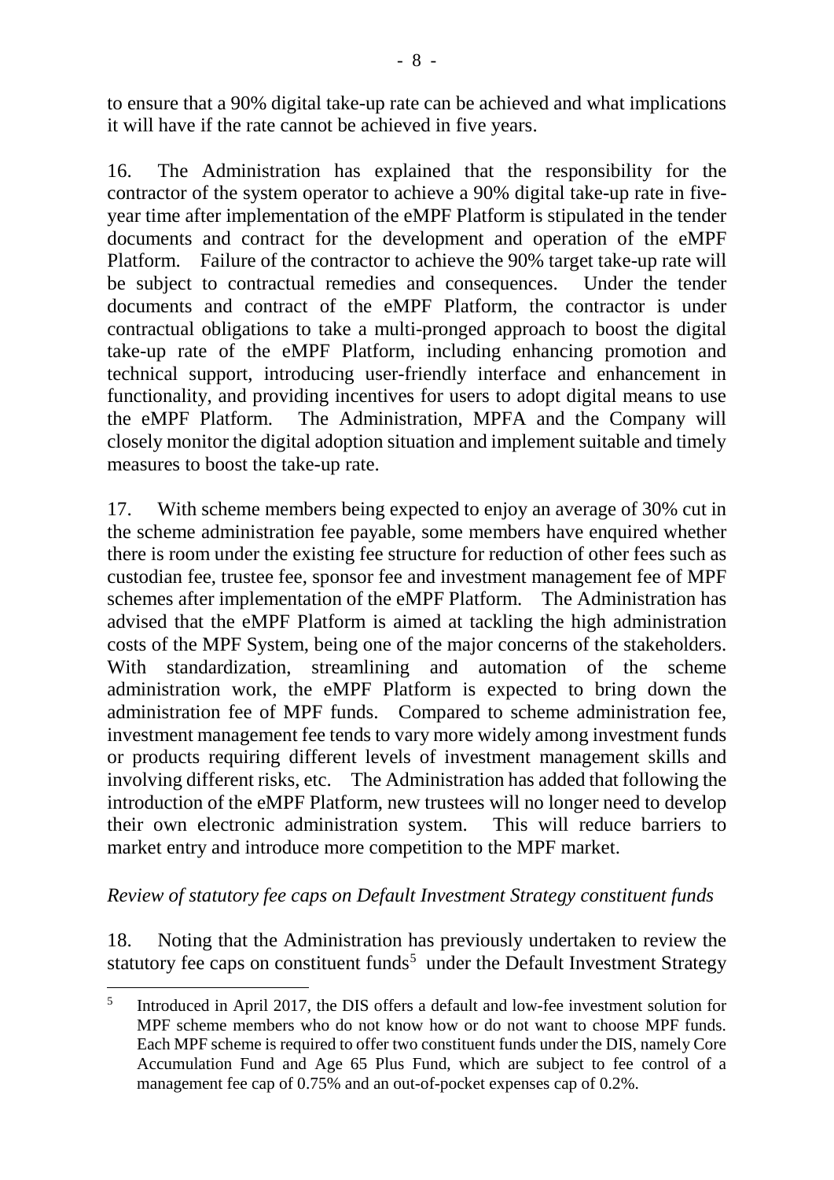to ensure that a 90% digital take-up rate can be achieved and what implications it will have if the rate cannot be achieved in five years.

16. The Administration has explained that the responsibility for the contractor of the system operator to achieve a 90% digital take-up rate in five-year time after implementation of the eMPF Platform is stipulated in the tender documents and contract for the development and operation of the eMPF Platform. Failure of the contractor to achieve the 90% target take-up rate will be subject to contractual remedies and consequences. Under the tender documents and contract of the eMPF Platform, the contractor is under contractual obligations to take a multi-pronged approach to boost the digital take-up rate of the eMPF Platform, including enhancing promotion and technical support, introducing user-friendly interface and enhancement in functionality, and providing incentives for users to adopt digital means to use the eMPF Platform. The Administration, MPFA and the Company will closely monitor the digital adoption situation and implement suitable and timely measures to boost the take-up rate.

17. With scheme members being expected to enjoy an average of 30% cut in the scheme administration fee payable, some members have enquired whether there is room under the existing fee structure for reduction of other fees such as custodian fee, trustee fee, sponsor fee and investment management fee of MPF schemes after implementation of the eMPF Platform. The Administration has advised that the eMPF Platform is aimed at tackling the high administration costs of the MPF System, being one of the major concerns of the stakeholders. With standardization, streamlining and automation of the scheme administration work, the eMPF Platform is expected to bring down the administration fee of MPF funds. Compared to scheme administration fee, investment management fee tends to vary more widely among investment funds or products requiring different levels of investment management skills and involving different risks, etc. The Administration has added that following the introduction of the eMPF Platform, new trustees will no longer need to develop their own electronic administration system. This will reduce barriers to market entry and introduce more competition to the MPF market.

*Review of statutory fee caps on Default Investment Strategy constituent funds*

18. Noting that the Administration has previously undertaken to review the statutory fee caps on constituent funds[5] under the Default Investment Strategy

---

[5] Introduced in April 2017, the DIS offers a default and low-fee investment solution for MPF scheme members who do not know how or do not want to choose MPF funds. Each MPF scheme is required to offer two constituent funds under the DIS, namely Core Accumulation Fund and Age 65 Plus Fund, which are subject to fee control of a management fee cap of 0.75% and an out-of-pocket expenses cap of 0.2%.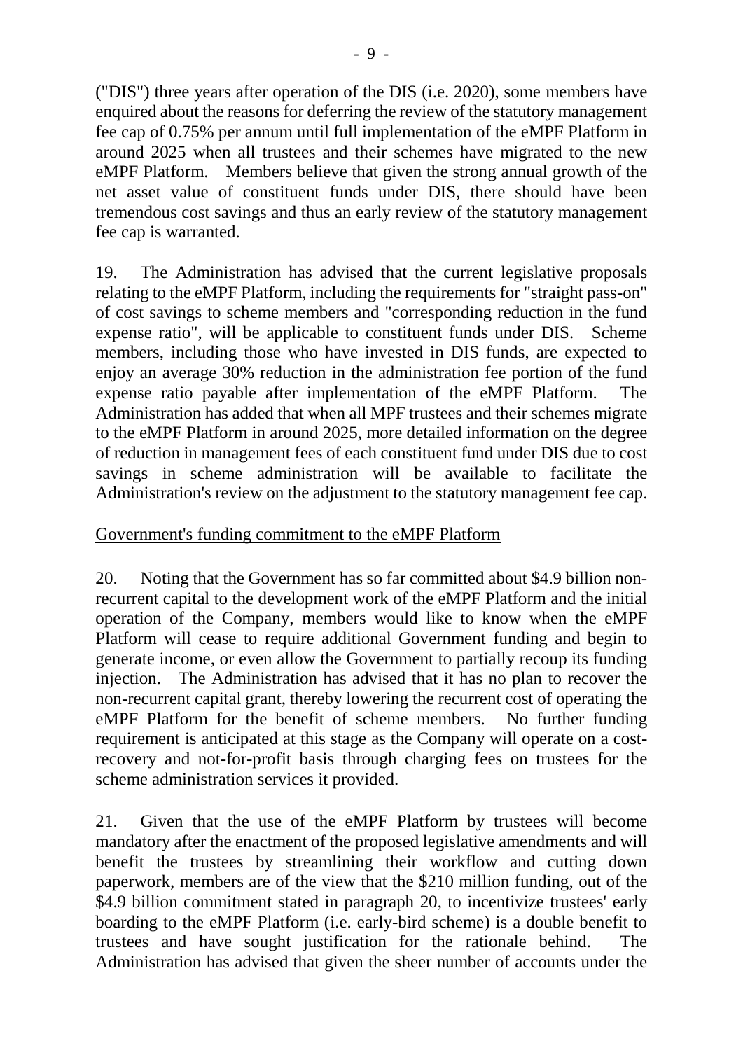("DIS") three years after operation of the DIS (i.e. 2020), some members have enquired about the reasons for deferring the review of the statutory management fee cap of 0.75% per annum until full implementation of the eMPF Platform in around 2025 when all trustees and their schemes have migrated to the new eMPF Platform. Members believe that given the strong annual growth of the net asset value of constituent funds under DIS, there should have been tremendous cost savings and thus an early review of the statutory management fee cap is warranted.

19. The Administration has advised that the current legislative proposals relating to the eMPF Platform, including the requirements for "straight pass-on" of cost savings to scheme members and "corresponding reduction in the fund expense ratio", will be applicable to constituent funds under DIS. Scheme members, including those who have invested in DIS funds, are expected to enjoy an average 30% reduction in the administration fee portion of the fund expense ratio payable after implementation of the eMPF Platform. The Administration has added that when all MPF trustees and their schemes migrate to the eMPF Platform in around 2025, more detailed information on the degree of reduction in management fees of each constituent fund under DIS due to cost savings in scheme administration will be available to facilitate the Administration's review on the adjustment to the statutory management fee cap.

<u>Government's funding commitment to the eMPF Platform</u>

20. Noting that the Government has so far committed about $4.9 billion non-recurrent capital to the development work of the eMPF Platform and the initial operation of the Company, members would like to know when the eMPF Platform will cease to require additional Government funding and begin to generate income, or even allow the Government to partially recoup its funding injection. The Administration has advised that it has no plan to recover the non-recurrent capital grant, thereby lowering the recurrent cost of operating the eMPF Platform for the benefit of scheme members. No further funding requirement is anticipated at this stage as the Company will operate on a cost-recovery and not-for-profit basis through charging fees on trustees for the scheme administration services it provided.

21. Given that the use of the eMPF Platform by trustees will become mandatory after the enactment of the proposed legislative amendments and will benefit the trustees by streamlining their workflow and cutting down paperwork, members are of the view that the $210 million funding, out of the $4.9 billion commitment stated in paragraph 20, to incentivize trustees' early boarding to the eMPF Platform (i.e. early-bird scheme) is a double benefit to trustees and have sought justification for the rationale behind. The Administration has advised that given the sheer number of accounts under the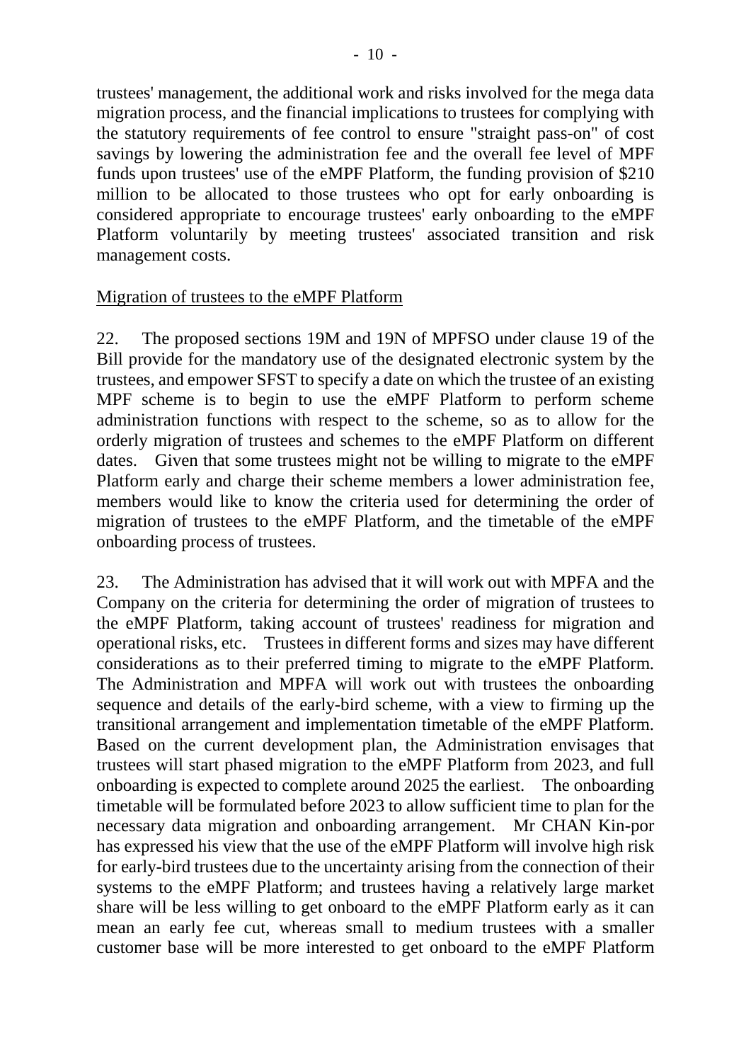trustees' management, the additional work and risks involved for the mega data migration process, and the financial implications to trustees for complying with the statutory requirements of fee control to ensure "straight pass-on" of cost savings by lowering the administration fee and the overall fee level of MPF funds upon trustees' use of the eMPF Platform, the funding provision of $210 million to be allocated to those trustees who opt for early onboarding is considered appropriate to encourage trustees' early onboarding to the eMPF Platform voluntarily by meeting trustees' associated transition and risk management costs.

<u>Migration of trustees to the eMPF Platform</u>

22. The proposed sections 19M and 19N of MPFSO under clause 19 of the Bill provide for the mandatory use of the designated electronic system by the trustees, and empower SFST to specify a date on which the trustee of an existing MPF scheme is to begin to use the eMPF Platform to perform scheme administration functions with respect to the scheme, so as to allow for the orderly migration of trustees and schemes to the eMPF Platform on different dates. Given that some trustees might not be willing to migrate to the eMPF Platform early and charge their scheme members a lower administration fee, members would like to know the criteria used for determining the order of migration of trustees to the eMPF Platform, and the timetable of the eMPF onboarding process of trustees.

23. The Administration has advised that it will work out with MPFA and the Company on the criteria for determining the order of migration of trustees to the eMPF Platform, taking account of trustees' readiness for migration and operational risks, etc. Trustees in different forms and sizes may have different considerations as to their preferred timing to migrate to the eMPF Platform. The Administration and MPFA will work out with trustees the onboarding sequence and details of the early-bird scheme, with a view to firming up the transitional arrangement and implementation timetable of the eMPF Platform. Based on the current development plan, the Administration envisages that trustees will start phased migration to the eMPF Platform from 2023, and full onboarding is expected to complete around 2025 the earliest. The onboarding timetable will be formulated before 2023 to allow sufficient time to plan for the necessary data migration and onboarding arrangement. Mr CHAN Kin-por has expressed his view that the use of the eMPF Platform will involve high risk for early-bird trustees due to the uncertainty arising from the connection of their systems to the eMPF Platform; and trustees having a relatively large market share will be less willing to get onboard to the eMPF Platform early as it can mean an early fee cut, whereas small to medium trustees with a smaller customer base will be more interested to get onboard to the eMPF Platform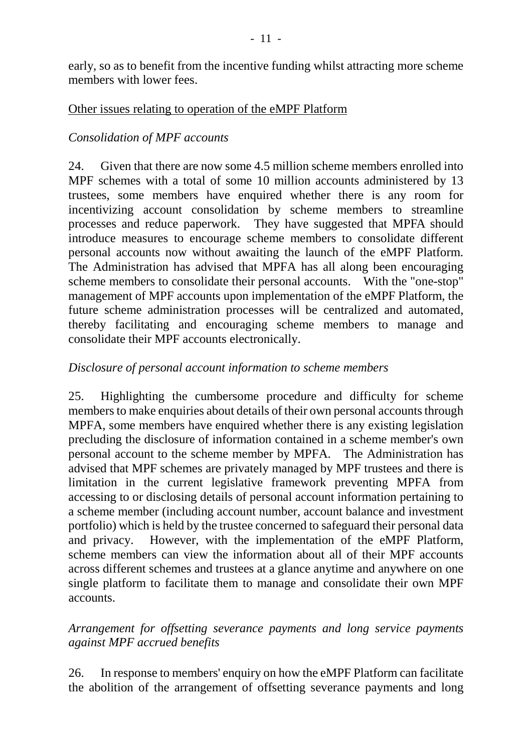early, so as to benefit from the incentive funding whilst attracting more scheme members with lower fees.

Other issues relating to operation of the eMPF Platform

*Consolidation of MPF accounts*

24. Given that there are now some 4.5 million scheme members enrolled into MPF schemes with a total of some 10 million accounts administered by 13 trustees, some members have enquired whether there is any room for incentivizing account consolidation by scheme members to streamline processes and reduce paperwork. They have suggested that MPFA should introduce measures to encourage scheme members to consolidate different personal accounts now without awaiting the launch of the eMPF Platform. The Administration has advised that MPFA has all along been encouraging scheme members to consolidate their personal accounts. With the "one-stop" management of MPF accounts upon implementation of the eMPF Platform, the future scheme administration processes will be centralized and automated, thereby facilitating and encouraging scheme members to manage and consolidate their MPF accounts electronically.

*Disclosure of personal account information to scheme members*

25. Highlighting the cumbersome procedure and difficulty for scheme members to make enquiries about details of their own personal accounts through MPFA, some members have enquired whether there is any existing legislation precluding the disclosure of information contained in a scheme member's own personal account to the scheme member by MPFA. The Administration has advised that MPF schemes are privately managed by MPF trustees and there is limitation in the current legislative framework preventing MPFA from accessing to or disclosing details of personal account information pertaining to a scheme member (including account number, account balance and investment portfolio) which is held by the trustee concerned to safeguard their personal data and privacy. However, with the implementation of the eMPF Platform, scheme members can view the information about all of their MPF accounts across different schemes and trustees at a glance anytime and anywhere on one single platform to facilitate them to manage and consolidate their own MPF accounts.

*Arrangement for offsetting severance payments and long service payments against MPF accrued benefits*

26. In response to members' enquiry on how the eMPF Platform can facilitate the abolition of the arrangement of offsetting severance payments and long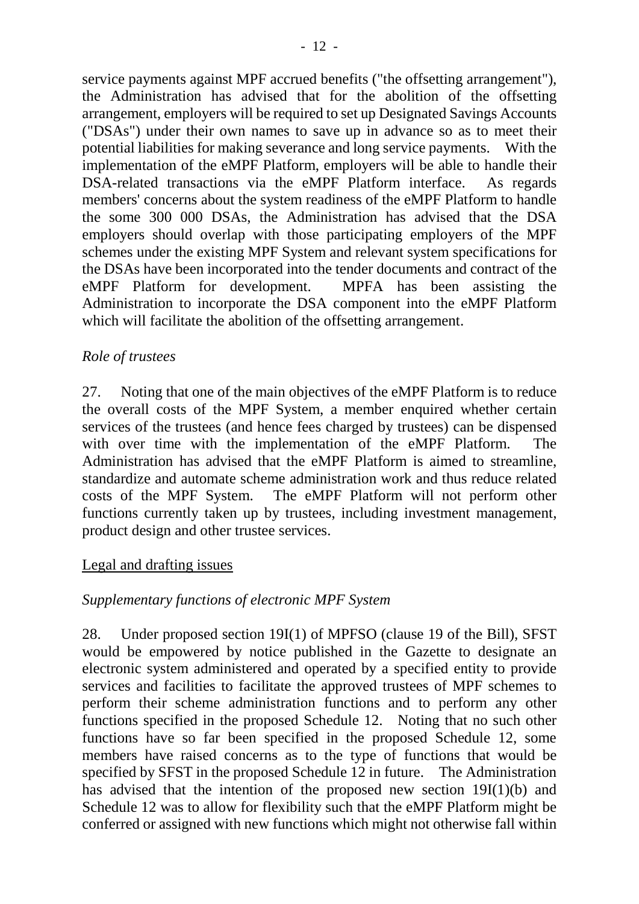service payments against MPF accrued benefits ("the offsetting arrangement"), the Administration has advised that for the abolition of the offsetting arrangement, employers will be required to set up Designated Savings Accounts ("DSAs") under their own names to save up in advance so as to meet their potential liabilities for making severance and long service payments. With the implementation of the eMPF Platform, employers will be able to handle their DSA-related transactions via the eMPF Platform interface. As regards members' concerns about the system readiness of the eMPF Platform to handle the some 300 000 DSAs, the Administration has advised that the DSA employers should overlap with those participating employers of the MPF schemes under the existing MPF System and relevant system specifications for the DSAs have been incorporated into the tender documents and contract of the eMPF Platform for development. MPFA has been assisting the Administration to incorporate the DSA component into the eMPF Platform which will facilitate the abolition of the offsetting arrangement.

*Role of trustees*

27. Noting that one of the main objectives of the eMPF Platform is to reduce the overall costs of the MPF System, a member enquired whether certain services of the trustees (and hence fees charged by trustees) can be dispensed with over time with the implementation of the eMPF Platform. The Administration has advised that the eMPF Platform is aimed to streamline, standardize and automate scheme administration work and thus reduce related costs of the MPF System. The eMPF Platform will not perform other functions currently taken up by trustees, including investment management, product design and other trustee services.

<u>Legal and drafting issues</u>

*Supplementary functions of electronic MPF System*

28. Under proposed section 19I(1) of MPFSO (clause 19 of the Bill), SFST would be empowered by notice published in the Gazette to designate an electronic system administered and operated by a specified entity to provide services and facilities to facilitate the approved trustees of MPF schemes to perform their scheme administration functions and to perform any other functions specified in the proposed Schedule 12. Noting that no such other functions have so far been specified in the proposed Schedule 12, some members have raised concerns as to the type of functions that would be specified by SFST in the proposed Schedule 12 in future. The Administration has advised that the intention of the proposed new section 19I(1)(b) and Schedule 12 was to allow for flexibility such that the eMPF Platform might be conferred or assigned with new functions which might not otherwise fall within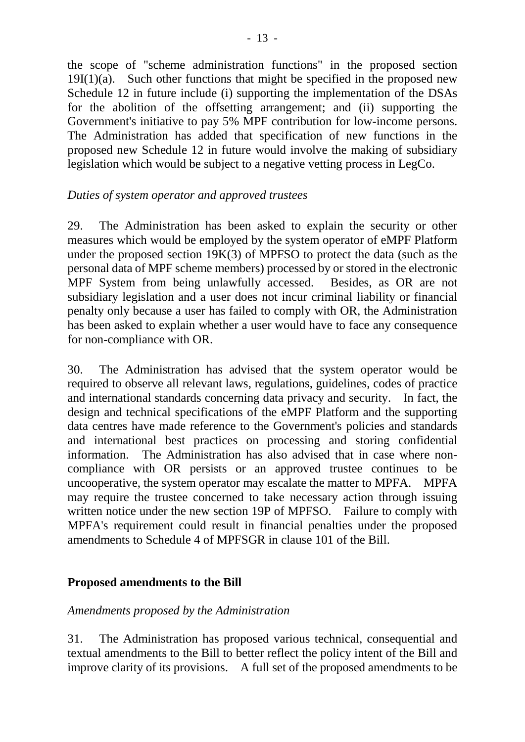the scope of "scheme administration functions" in the proposed section 19I(1)(a). Such other functions that might be specified in the proposed new Schedule 12 in future include (i) supporting the implementation of the DSAs for the abolition of the offsetting arrangement; and (ii) supporting the Government's initiative to pay 5% MPF contribution for low-income persons. The Administration has added that specification of new functions in the proposed new Schedule 12 in future would involve the making of subsidiary legislation which would be subject to a negative vetting process in LegCo.

*Duties of system operator and approved trustees*

29. The Administration has been asked to explain the security or other measures which would be employed by the system operator of eMPF Platform under the proposed section 19K(3) of MPFSO to protect the data (such as the personal data of MPF scheme members) processed by or stored in the electronic MPF System from being unlawfully accessed. Besides, as OR are not subsidiary legislation and a user does not incur criminal liability or financial penalty only because a user has failed to comply with OR, the Administration has been asked to explain whether a user would have to face any consequence for non-compliance with OR.

30. The Administration has advised that the system operator would be required to observe all relevant laws, regulations, guidelines, codes of practice and international standards concerning data privacy and security. In fact, the design and technical specifications of the eMPF Platform and the supporting data centres have made reference to the Government's policies and standards and international best practices on processing and storing confidential information. The Administration has also advised that in case where non-compliance with OR persists or an approved trustee continues to be uncooperative, the system operator may escalate the matter to MPFA. MPFA may require the trustee concerned to take necessary action through issuing written notice under the new section 19P of MPFSO. Failure to comply with MPFA's requirement could result in financial penalties under the proposed amendments to Schedule 4 of MPFSGR in clause 101 of the Bill.

## Proposed amendments to the Bill

*Amendments proposed by the Administration*

31. The Administration has proposed various technical, consequential and textual amendments to the Bill to better reflect the policy intent of the Bill and improve clarity of its provisions. A full set of the proposed amendments to be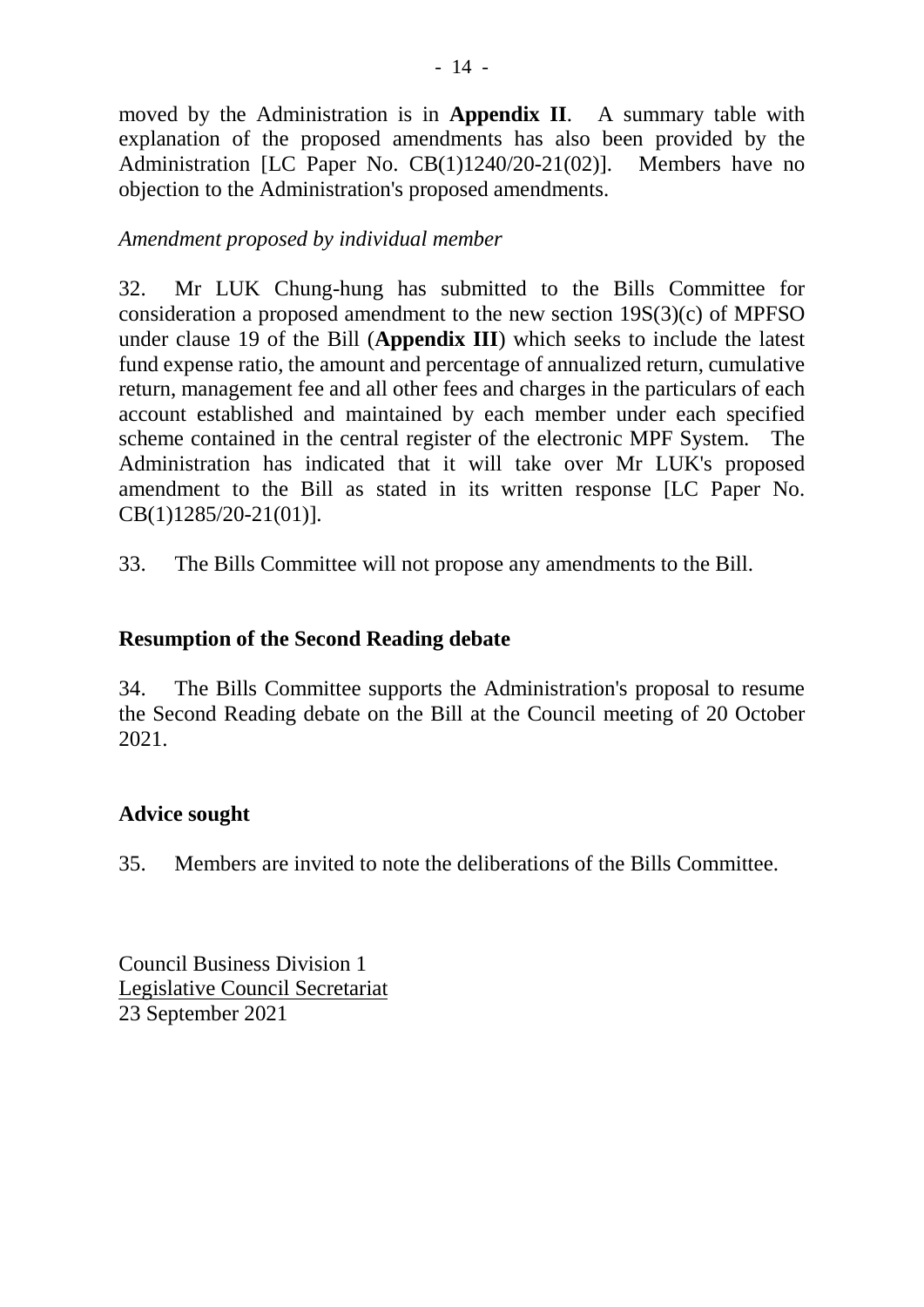moved by the Administration is in **Appendix II**. A summary table with explanation of the proposed amendments has also been provided by the Administration [LC Paper No. CB(1)1240/20-21(02)]. Members have no objection to the Administration's proposed amendments.

*Amendment proposed by individual member*

32. Mr LUK Chung-hung has submitted to the Bills Committee for consideration a proposed amendment to the new section 19S(3)(c) of MPFSO under clause 19 of the Bill (**Appendix III**) which seeks to include the latest fund expense ratio, the amount and percentage of annualized return, cumulative return, management fee and all other fees and charges in the particulars of each account established and maintained by each member under each specified scheme contained in the central register of the electronic MPF System. The Administration has indicated that it will take over Mr LUK's proposed amendment to the Bill as stated in its written response [LC Paper No. CB(1)1285/20-21(01)].

33. The Bills Committee will not propose any amendments to the Bill.

## Resumption of the Second Reading debate

34. The Bills Committee supports the Administration's proposal to resume the Second Reading debate on the Bill at the Council meeting of 20 October 2021.

## Advice sought

35. Members are invited to note the deliberations of the Bills Committee.

Council Business Division 1
Legislative Council Secretariat
23 September 2021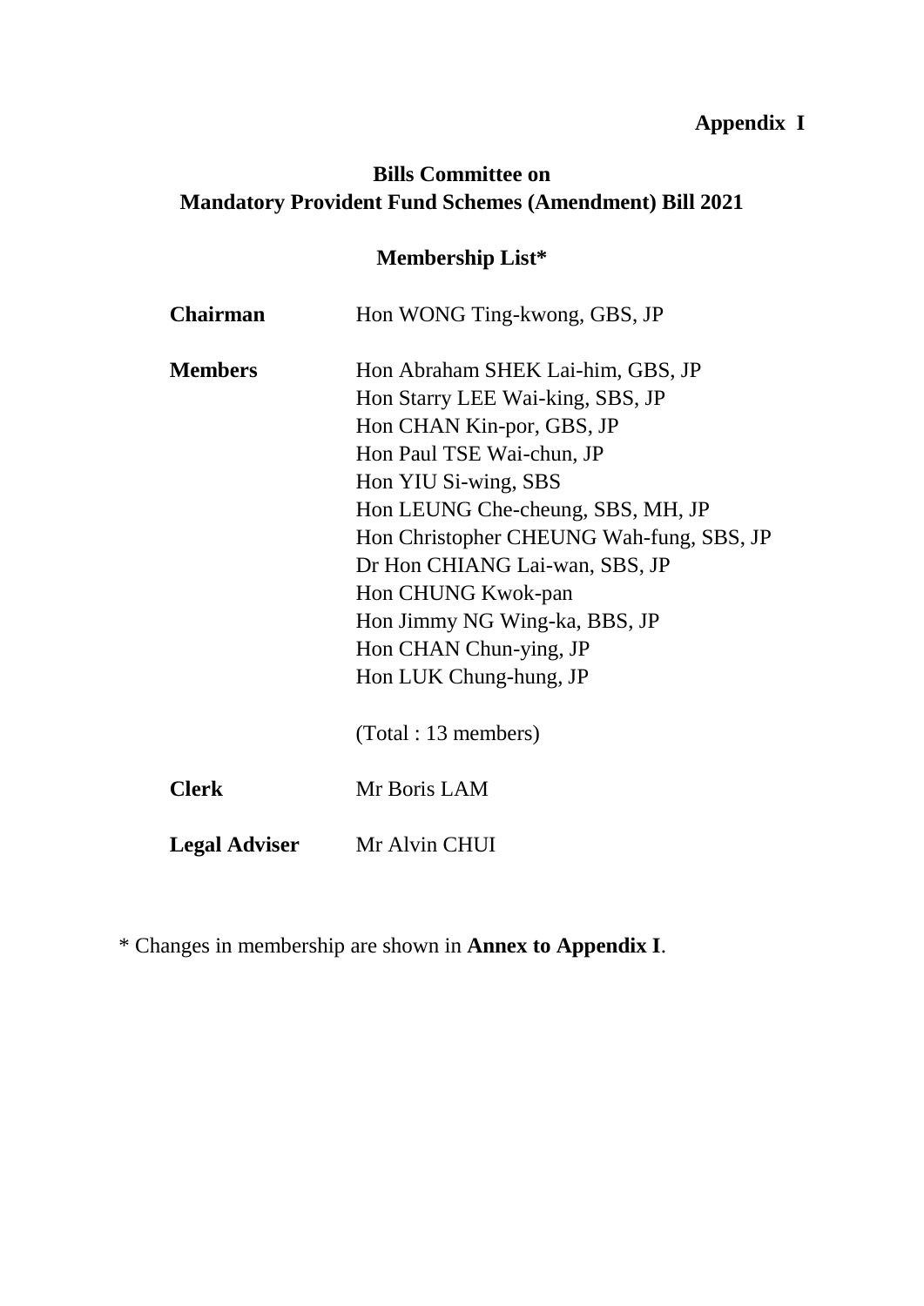**Appendix I**

## Bills Committee on Mandatory Provident Fund Schemes (Amendment) Bill 2021

### Membership List*

| | |
|---|---|
| **Chairman** | Hon WONG Ting-kwong, GBS, JP |
| **Members** | Hon Abraham SHEK Lai-him, GBS, JP<br>Hon Starry LEE Wai-king, SBS, JP<br>Hon CHAN Kin-por, GBS, JP<br>Hon Paul TSE Wai-chun, JP<br>Hon YIU Si-wing, SBS<br>Hon LEUNG Che-cheung, SBS, MH, JP<br>Hon Christopher CHEUNG Wah-fung, SBS, JP<br>Dr Hon CHIANG Lai-wan, SBS, JP<br>Hon CHUNG Kwok-pan<br>Hon Jimmy NG Wing-ka, BBS, JP<br>Hon CHAN Chun-ying, JP<br>Hon LUK Chung-hung, JP<br><br>(Total : 13 members) |
| **Clerk** | Mr Boris LAM |
| **Legal Adviser** | Mr Alvin CHUI |

* Changes in membership are shown in **Annex to Appendix I**.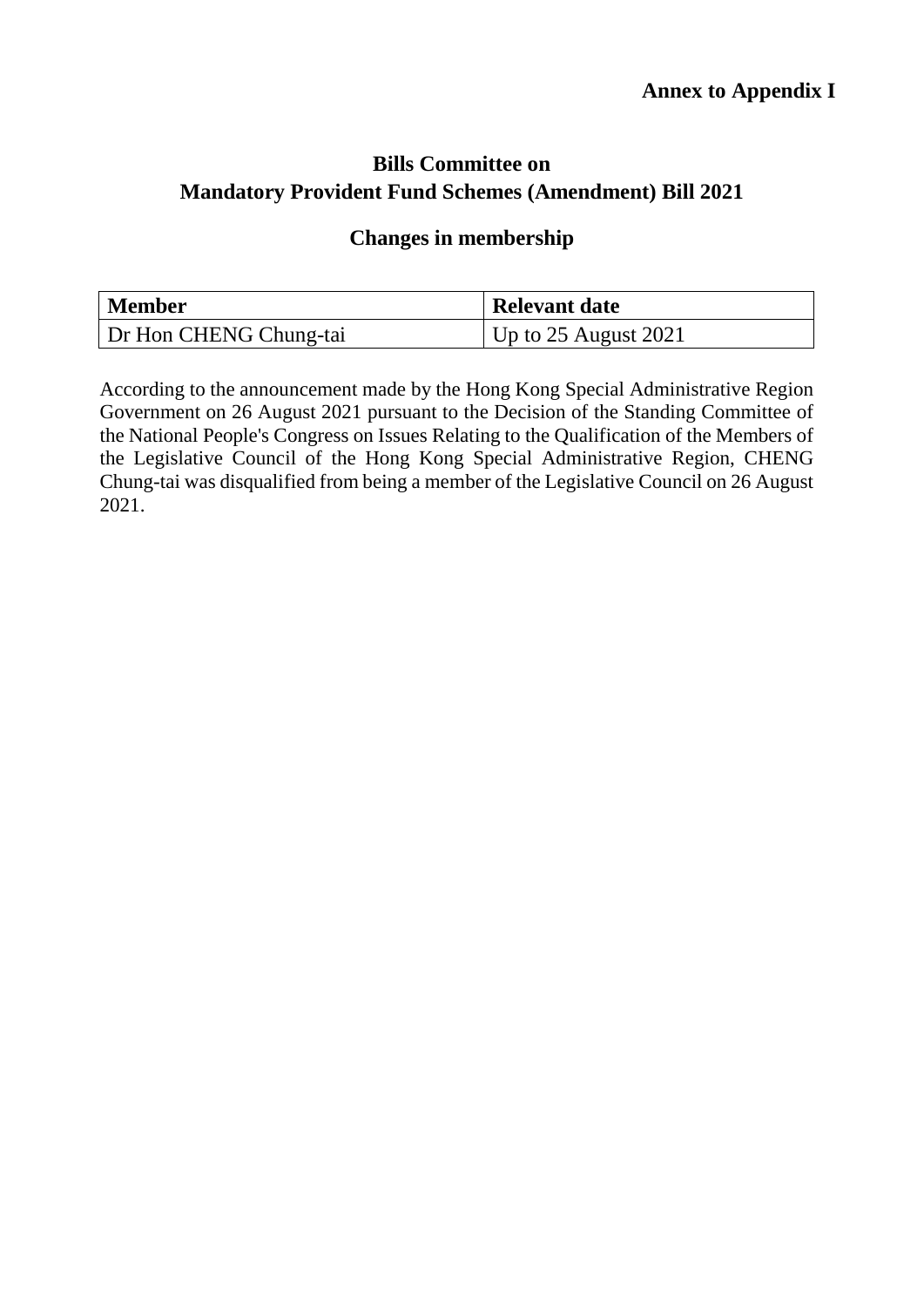**Annex to Appendix I**

## Bills Committee on Mandatory Provident Fund Schemes (Amendment) Bill 2021

### Changes in membership

| Member | Relevant date |
|---|---|
| Dr Hon CHENG Chung-tai | Up to 25 August 2021 |

According to the announcement made by the Hong Kong Special Administrative Region Government on 26 August 2021 pursuant to the Decision of the Standing Committee of the National People's Congress on Issues Relating to the Qualification of the Members of the Legislative Council of the Hong Kong Special Administrative Region, CHENG Chung-tai was disqualified from being a member of the Legislative Council on 26 August 2021.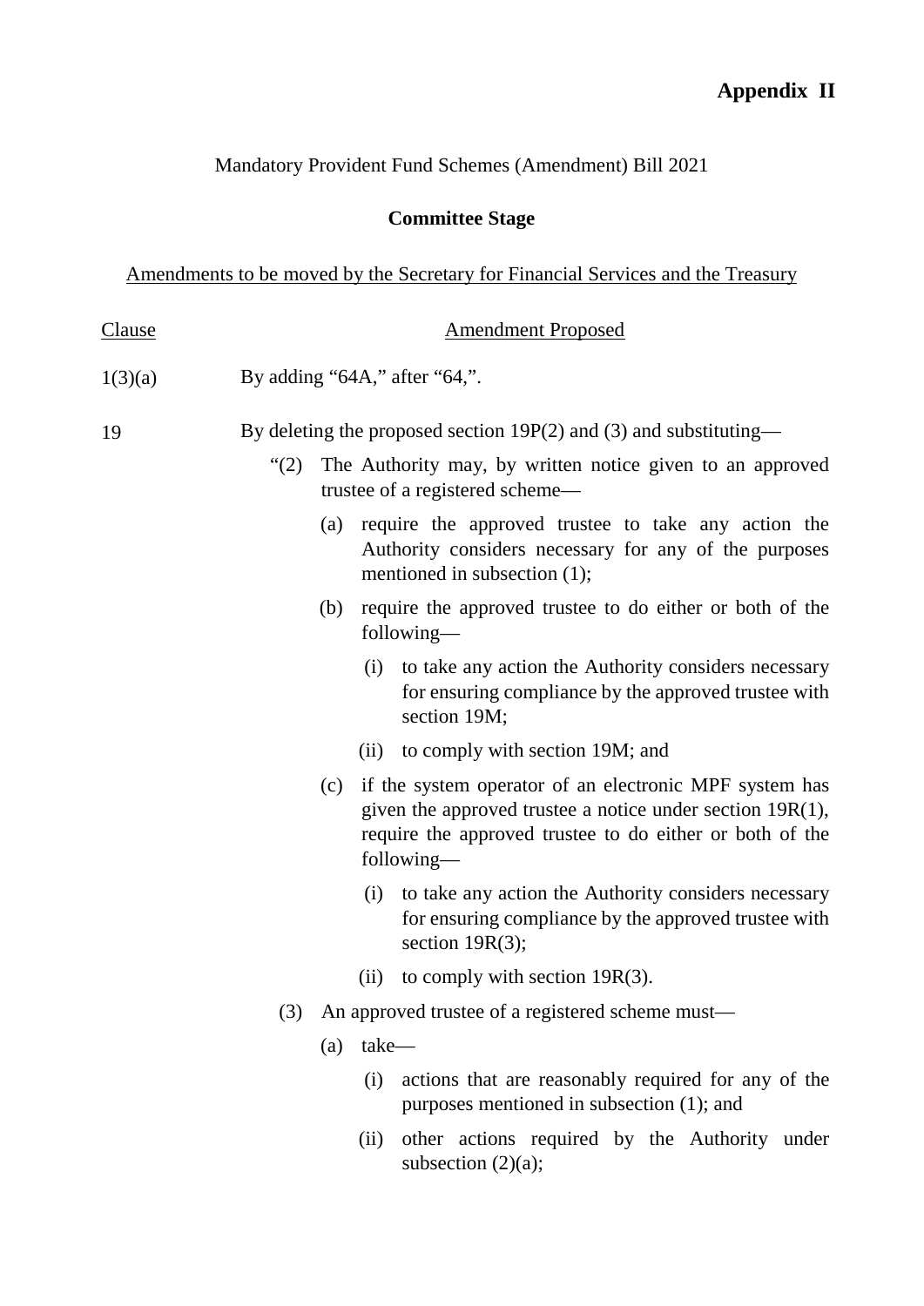**Appendix II**

Mandatory Provident Fund Schemes (Amendment) Bill 2021

**Committee Stage**

Amendments to be moved by the Secretary for Financial Services and the Treasury

| Clause | Amendment Proposed |
|---|---|
| 1(3)(a) | By adding "64A," after "64,". |
| 19 | By deleting the proposed section 19P(2) and (3) and substituting— |

"(2) The Authority may, by written notice given to an approved trustee of a registered scheme—

(a) require the approved trustee to take any action the Authority considers necessary for any of the purposes mentioned in subsection (1);

(b) require the approved trustee to do either or both of the following—

(i) to take any action the Authority considers necessary for ensuring compliance by the approved trustee with section 19M;

(ii) to comply with section 19M; and

(c) if the system operator of an electronic MPF system has given the approved trustee a notice under section 19R(1), require the approved trustee to do either or both of the following—

(i) to take any action the Authority considers necessary for ensuring compliance by the approved trustee with section 19R(3);

(ii) to comply with section 19R(3).

(3) An approved trustee of a registered scheme must—

(a) take—

(i) actions that are reasonably required for any of the purposes mentioned in subsection (1); and

(ii) other actions required by the Authority under subsection (2)(a);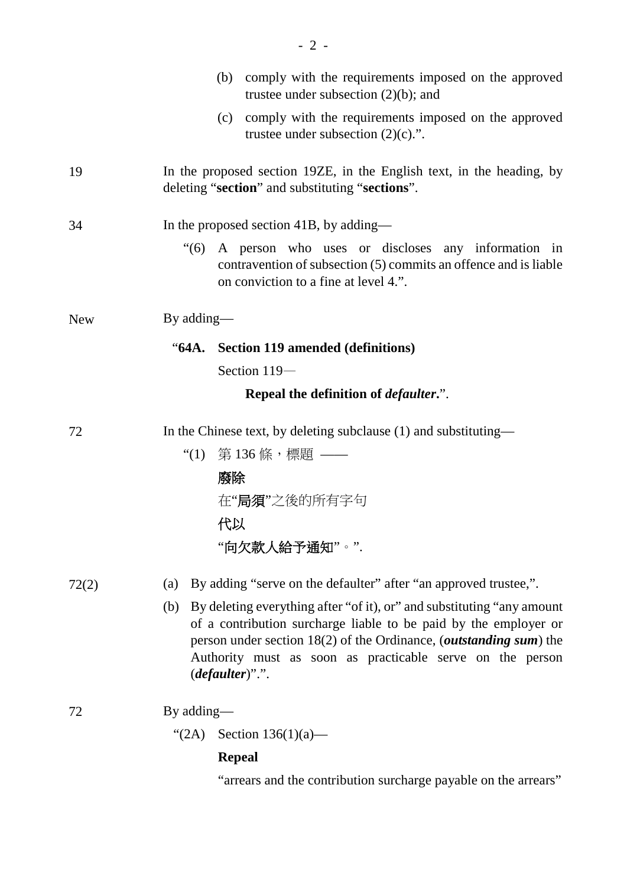(b) comply with the requirements imposed on the approved trustee under subsection (2)(b); and

(c) comply with the requirements imposed on the approved trustee under subsection (2)(c).".

| | |
|---|---|
| 19 | In the proposed section 19ZE, in the English text, in the heading, by deleting "**section**" and substituting "**sections**". |
| 34 | In the proposed section 41B, by adding—<br>"(6) A person who uses or discloses any information in contravention of subsection (5) commits an offence and is liable on conviction to a fine at level 4.". |
| New | By adding—<br>"**64A. Section 119 amended (definitions)**<br>Section 119—<br>**Repeal the definition of *defaulter*.**". |
| 72 | In the Chinese text, by deleting subclause (1) and substituting—<br>"(1) 第 136 條，標題 ——<br>**廢除**<br>在"**局須**"之後的所有字句<br>**代以**<br>"**向欠款人給予通知**"。". |
| 72(2) | (a) By adding "serve on the defaulter" after "an approved trustee,".<br>(b) By deleting everything after "of it), or" and substituting "any amount of a contribution surcharge liable to be paid by the employer or person under section 18(2) of the Ordinance, (***outstanding sum***) the Authority must as soon as practicable serve on the person (***defaulter***)".". |
| 72 | By adding—<br>"(2A) Section 136(1)(a)—<br>**Repeal**<br>"arrears and the contribution surcharge payable on the arrears" |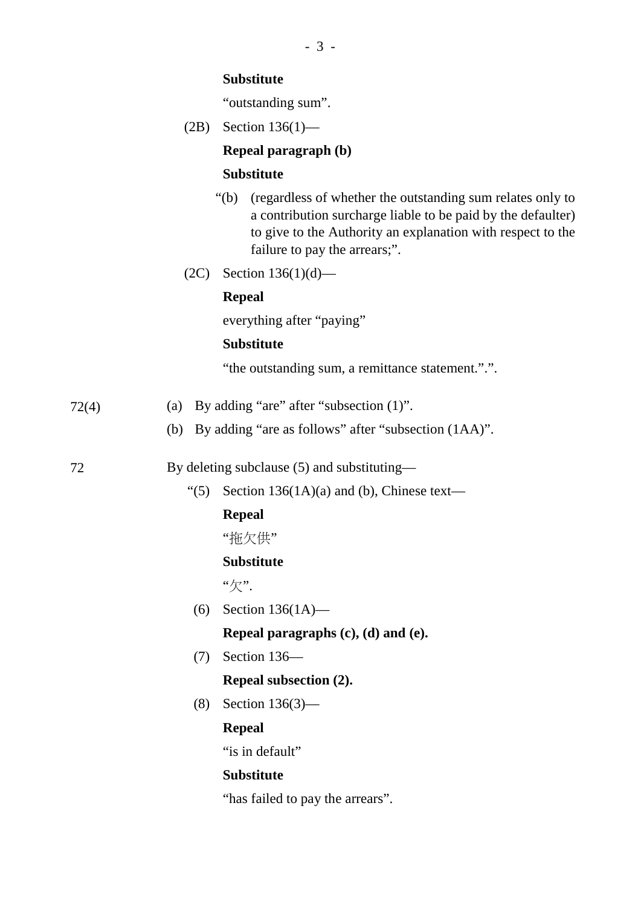**Substitute**

"outstanding sum".

(2B) Section 136(1)—

**Repeal paragraph (b)**

**Substitute**

"(b) (regardless of whether the outstanding sum relates only to a contribution surcharge liable to be paid by the defaulter) to give to the Authority an explanation with respect to the failure to pay the arrears;".

(2C) Section 136(1)(d)—

**Repeal**

everything after "paying"

**Substitute**

"the outstanding sum, a remittance statement.".".

72(4)

(a) By adding "are" after "subsection (1)".

(b) By adding "are as follows" after "subsection (1AA)".

72

By deleting subclause (5) and substituting—

"(5) Section 136(1A)(a) and (b), Chinese text—

**Repeal**

"拖欠供"

**Substitute**

"欠".

(6) Section 136(1A)—

**Repeal paragraphs (c), (d) and (e).**

(7) Section 136—

**Repeal subsection (2).**

(8) Section 136(3)—

**Repeal**

"is in default"

**Substitute**

"has failed to pay the arrears".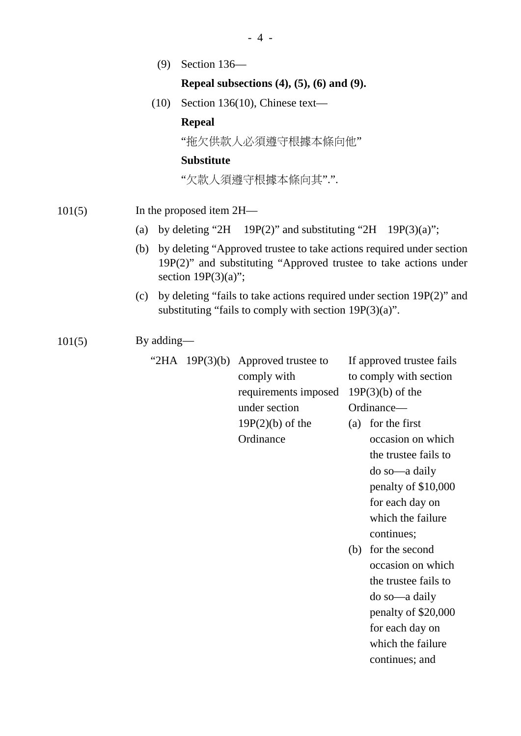(9) Section 136—

**Repeal subsections (4), (5), (6) and (9).**

(10) Section 136(10), Chinese text—

**Repeal**

"拖欠供款人必須遵守根據本條向他"

**Substitute**

"欠款人須遵守根據本條向其".".

101(5) In the proposed item 2H—

(a) by deleting "2H 19P(2)" and substituting "2H 19P(3)(a)";

(b) by deleting "Approved trustee to take actions required under section 19P(2)" and substituting "Approved trustee to take actions under section 19P(3)(a)";

(c) by deleting "fails to take actions required under section 19P(2)" and substituting "fails to comply with section 19P(3)(a)".

101(5) By adding—

| | | | |
|---|---|---|---|
| "2HA | 19P(3)(b) | Approved trustee to comply with requirements imposed under section 19P(2)(b) of the Ordinance | If approved trustee fails to comply with section 19P(3)(b) of the Ordinance— (a) for the first occasion on which the trustee fails to do so—a daily penalty of $10,000 for each day on which the failure continues; (b) for the second occasion on which the trustee fails to do so—a daily penalty of $20,000 for each day on which the failure continues; and |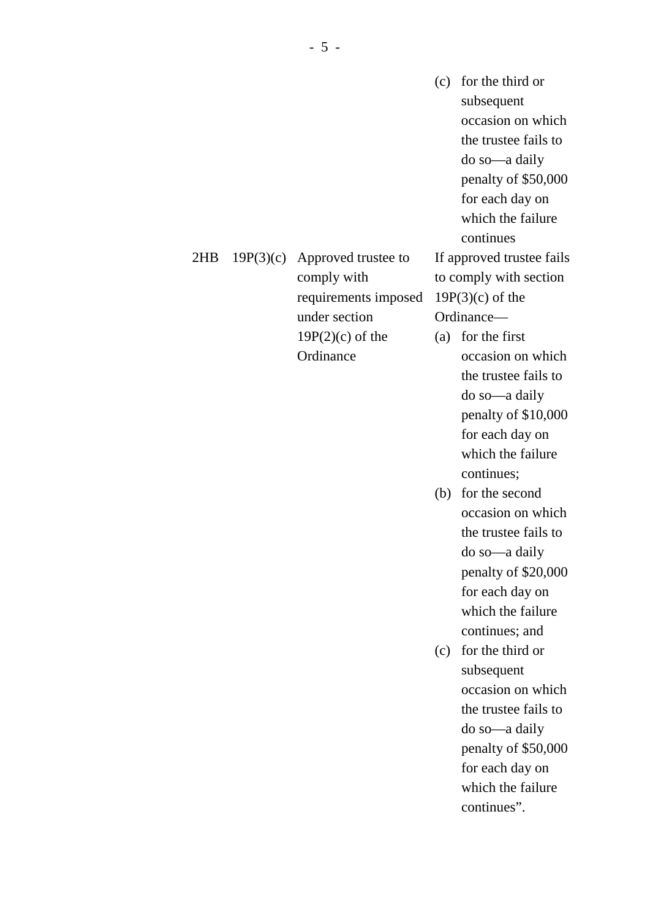| | | | |
|---|---|---|---|
| | | | (c) for the third or subsequent occasion on which the trustee fails to do so—a daily penalty of $50,000 for each day on which the failure continues |
| 2HB | 19P(3)(c) | Approved trustee to comply with requirements imposed under section 19P(2)(c) of the Ordinance | If approved trustee fails to comply with section 19P(3)(c) of the Ordinance—<br>(a) for the first occasion on which the trustee fails to do so—a daily penalty of $10,000 for each day on which the failure continues;<br>(b) for the second occasion on which the trustee fails to do so—a daily penalty of $20,000 for each day on which the failure continues; and<br>(c) for the third or subsequent occasion on which the trustee fails to do so—a daily penalty of $50,000 for each day on which the failure continues”. |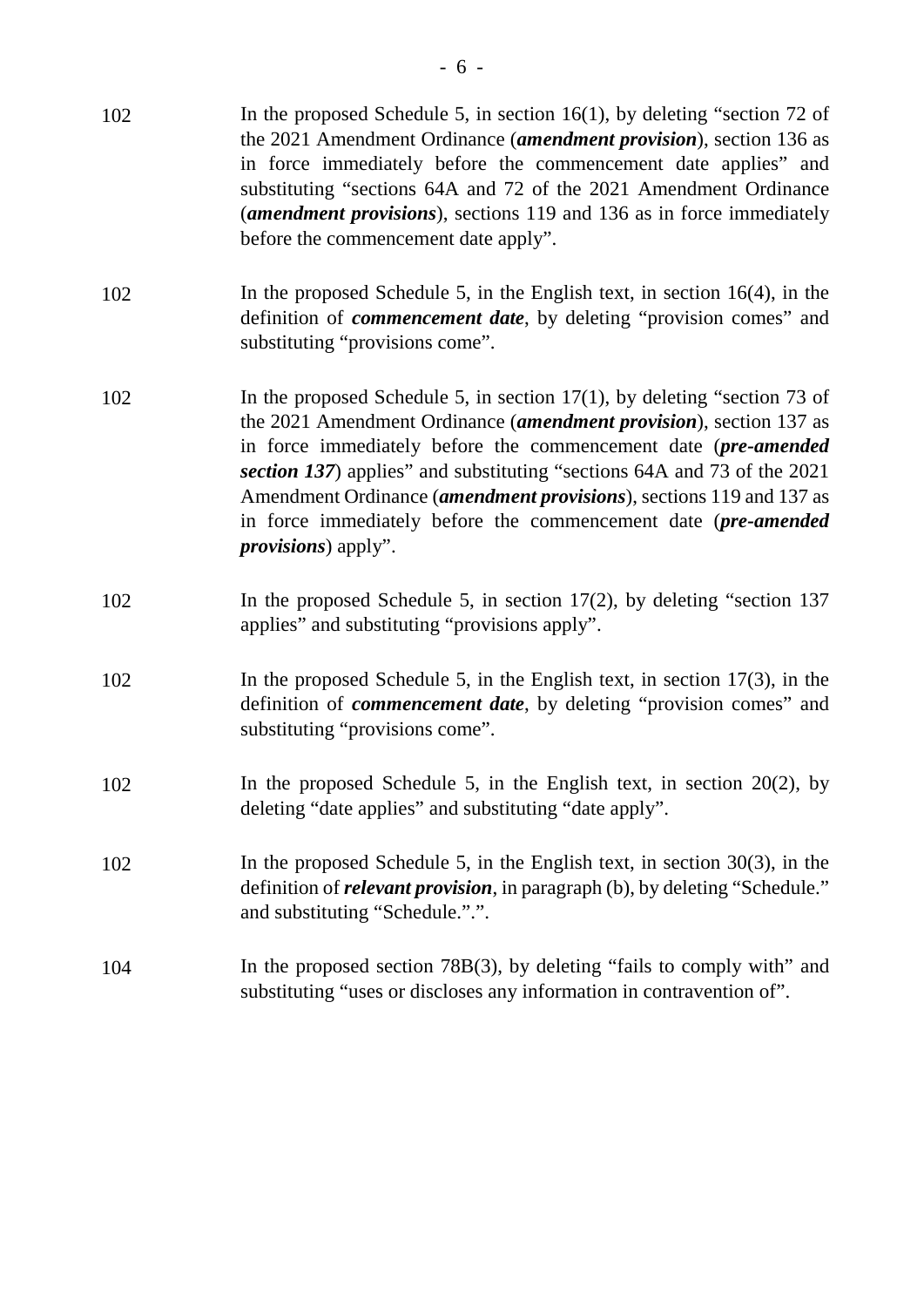| | |
|---|---|
| 102 | In the proposed Schedule 5, in section 16(1), by deleting "section 72 of the 2021 Amendment Ordinance (***amendment provision***), section 136 as in force immediately before the commencement date applies" and substituting "sections 64A and 72 of the 2021 Amendment Ordinance (***amendment provisions***), sections 119 and 136 as in force immediately before the commencement date apply". |
| 102 | In the proposed Schedule 5, in the English text, in section 16(4), in the definition of ***commencement date***, by deleting "provision comes" and substituting "provisions come". |
| 102 | In the proposed Schedule 5, in section 17(1), by deleting "section 73 of the 2021 Amendment Ordinance (***amendment provision***), section 137 as in force immediately before the commencement date (***pre-amended section 137***) applies" and substituting "sections 64A and 73 of the 2021 Amendment Ordinance (***amendment provisions***), sections 119 and 137 as in force immediately before the commencement date (***pre-amended provisions***) apply". |
| 102 | In the proposed Schedule 5, in section 17(2), by deleting "section 137 applies" and substituting "provisions apply". |
| 102 | In the proposed Schedule 5, in the English text, in section 17(3), in the definition of ***commencement date***, by deleting "provision comes" and substituting "provisions come". |
| 102 | In the proposed Schedule 5, in the English text, in section 20(2), by deleting "date applies" and substituting "date apply". |
| 102 | In the proposed Schedule 5, in the English text, in section 30(3), in the definition of ***relevant provision***, in paragraph (b), by deleting "Schedule." and substituting "Schedule.".". |
| 104 | In the proposed section 78B(3), by deleting "fails to comply with" and substituting "uses or discloses any information in contravention of". |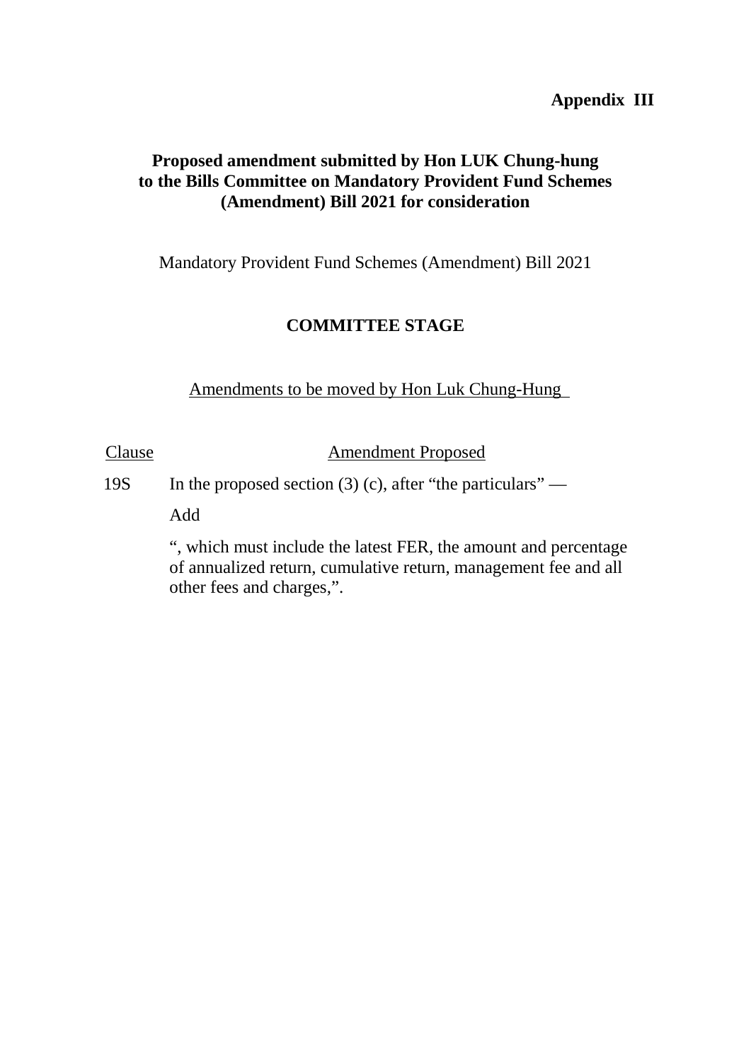**Appendix III**

**Proposed amendment submitted by Hon LUK Chung-hung to the Bills Committee on Mandatory Provident Fund Schemes (Amendment) Bill 2021 for consideration**

Mandatory Provident Fund Schemes (Amendment) Bill 2021

**COMMITTEE STAGE**

Amendments to be moved by Hon Luk Chung-Hung

| Clause | Amendment Proposed |
|---|---|
| 19S | In the proposed section (3) (c), after "the particulars" — <br> Add <br> ", which must include the latest FER, the amount and percentage of annualized return, cumulative return, management fee and all other fees and charges,". |